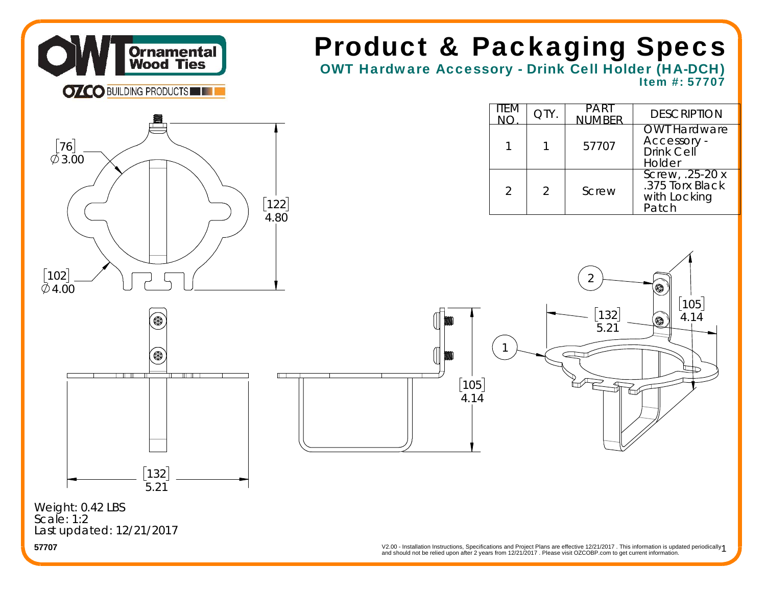# Product & Packaging Specs

## OWT Hardware Accessory - Drink Cell Holder (HA-DCH)

**Item #: 57707**

| ITEM NO. | QTY. | PART NUMBER | DESCRIPTION |
|---|---|---|---|
| 1 | 1 | 57707 | OWT Hardware Accessory - Drink Cell Holder |
| 2 | 2 | Screw | Screw, .25-20 x .375 Torx Black with Locking Patch |

[76] ∅3.00

[102] ∅4.00

[122] 4.80

[132] 5.21

[105] 4.14

Weight: 0.42 LBS
Scale: 1:2
Last updated: 12/21/2017

57707

V2.00 - Installation Instructions, Specifications and Project Plans are effective 12/21/2017 . This information is updated periodically and should not be relied upon after 2 years from 12/21/2017 . Please visit OZCOBP.com to get current information.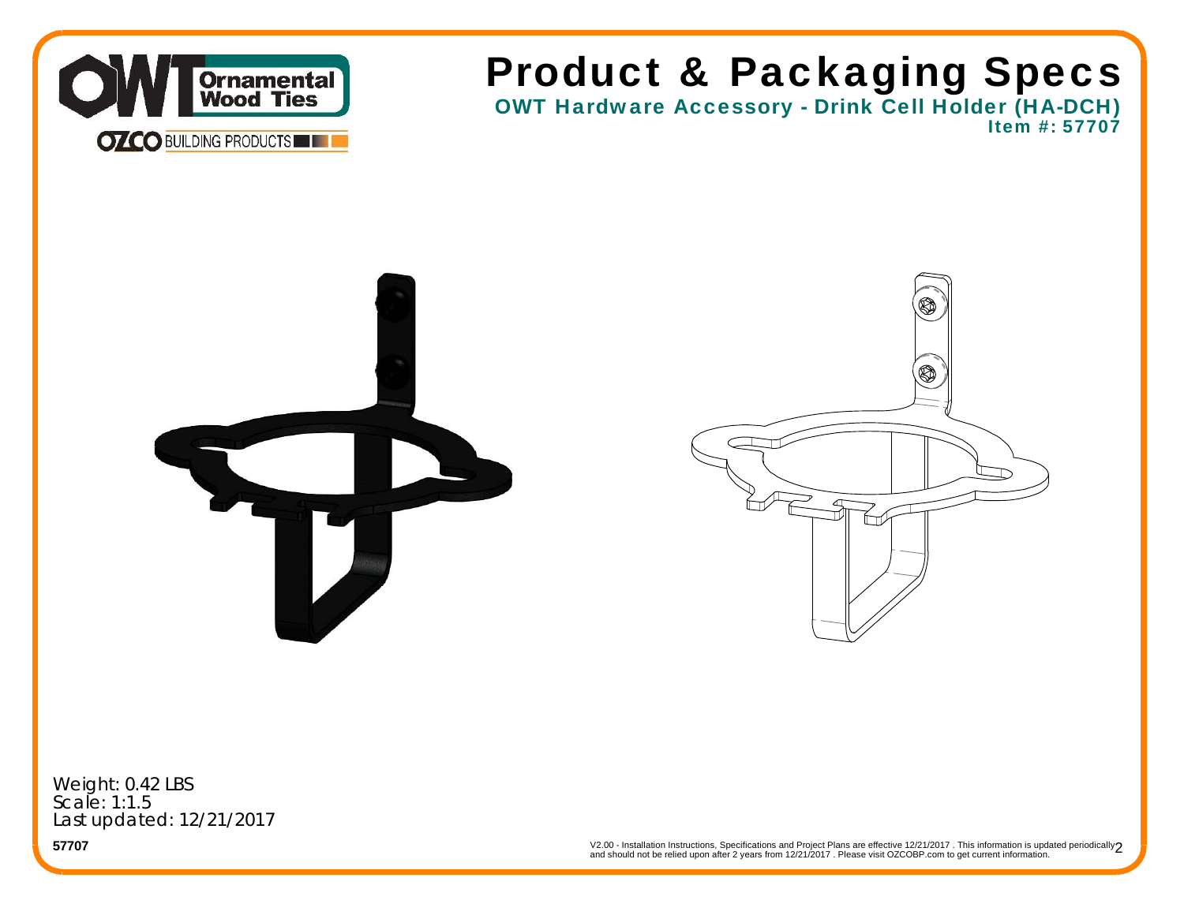# Product & Packaging Specs

## OWT Hardware Accessory - Drink Cell Holder (HA-DCH)

**Item #: 57707**

Weight: 0.42 LBS
Scale: 1:1.5
Last updated: 12/21/2017

**57707**

V2.00 - Installation Instructions, Specifications and Project Plans are effective 12/21/2017 . This information is updated periodically and should not be relied upon after 2 years from 12/21/2017 . Please visit OZCOBP.com to get current information.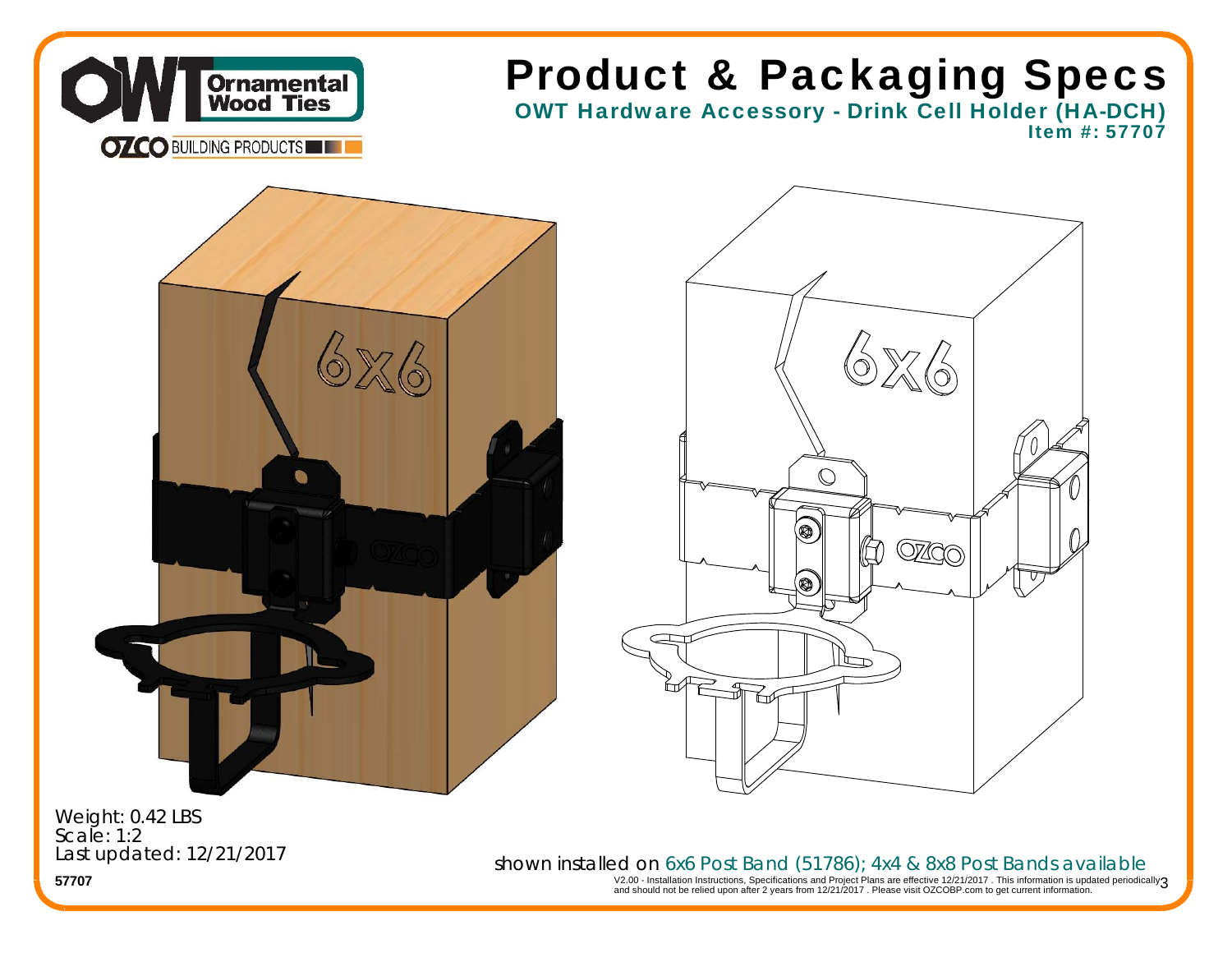# Product & Packaging Specs

## OWT Hardware Accessory - Drink Cell Holder (HA-DCH)

**Item #: 57707**

Weight: 0.42 LBS
Scale: 1:2
Last updated: 12/21/2017

**57707**

shown installed on 6x6 Post Band (51786); 4x4 & 8x8 Post Bands available

V2.00 - Installation Instructions, Specifications and Project Plans are effective 12/21/2017 . This information is updated periodically and should not be relied upon after 2 years from 12/21/2017 . Please visit OZCOBP.com to get current information.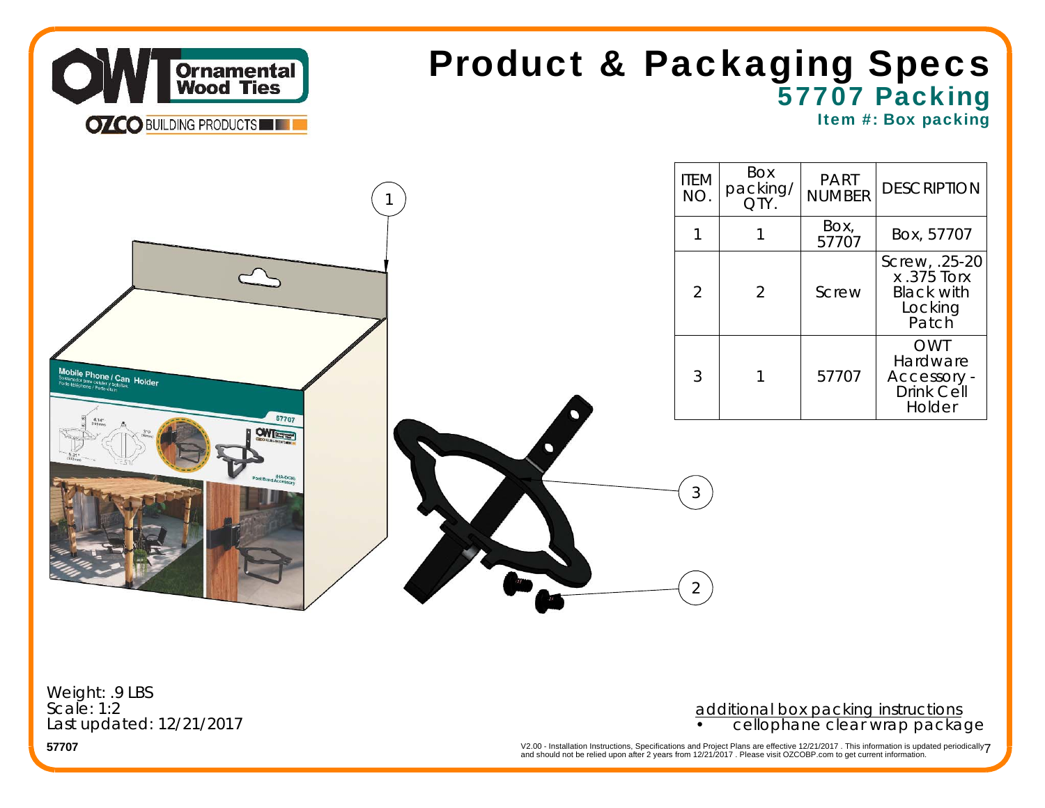# Product & Packaging Specs

## 57707 Packing

### Item #: Box packing

| ITEM NO. | Box packing/ QTY. | PART NUMBER | DESCRIPTION |
|---|---|---|---|
| 1 | 1 | Box, 57707 | Box, 57707 |
| 2 | 2 | Screw | Screw, .25-20 x .375 Torx Black with Locking Patch |
| 3 | 1 | 57707 | OWT Hardware Accessory - Drink Cell Holder |

Weight: .9 LBS
Scale: 1:2
Last updated: 12/21/2017

57707

additional box packing instructions

- cellophane clear wrap package

V2.00 - Installation Instructions, Specifications and Project Plans are effective 12/21/2017 . This information is updated periodically and should not be relied upon after 2 years from 12/21/2017 . Please visit OZCOBP.com to get current information.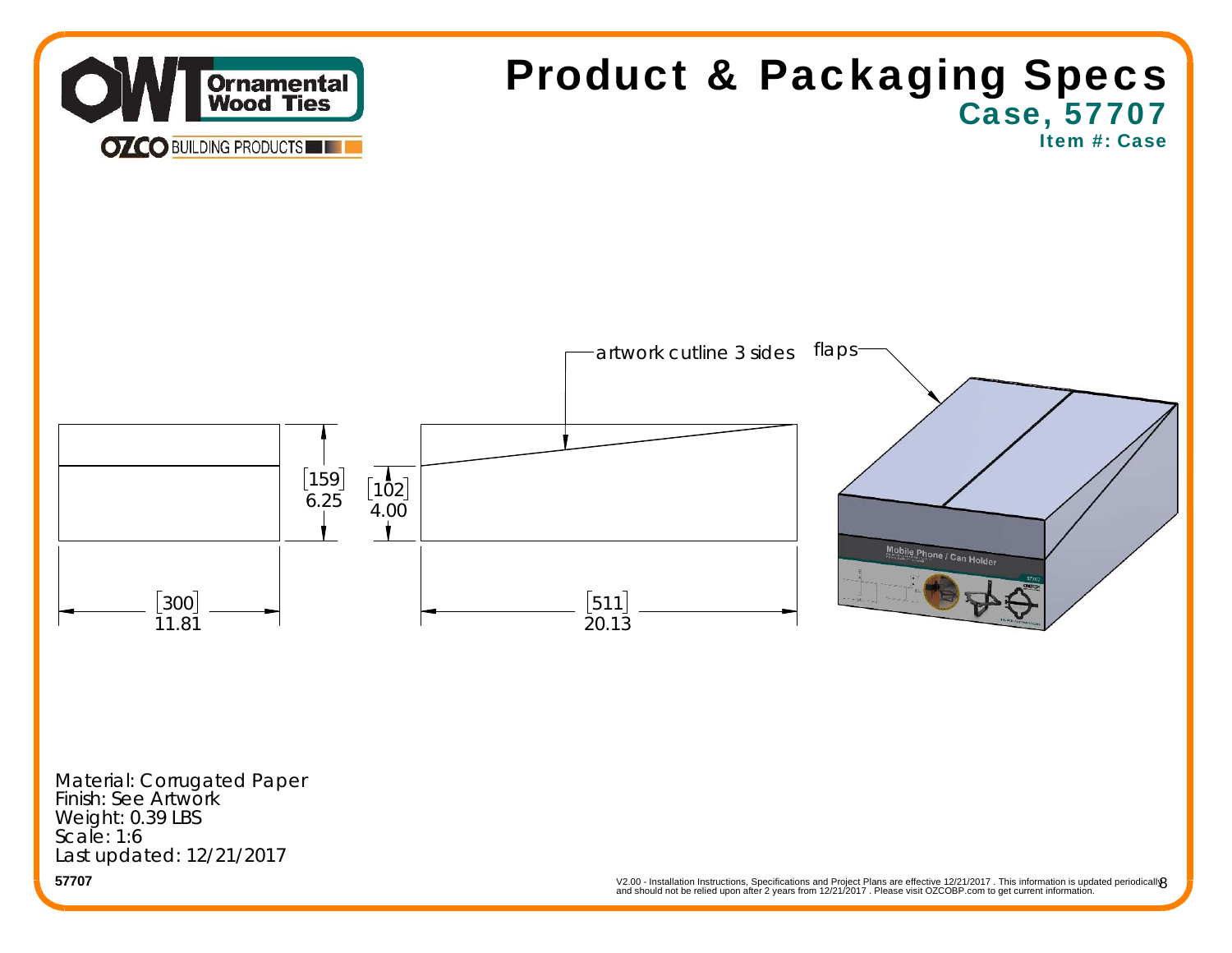# Product & Packaging Specs

## Case, 57707

### Item #: Case

artwork cutline 3 sides

flaps

[159] 6.25

[102] 4.00

[300] 11.81

[511] 20.13

Material: Corrugated Paper
Finish: See Artwork
Weight: 0.39 LBS
Scale: 1:6
Last updated: 12/21/2017

57707

V2.00 - Installation Instructions, Specifications and Project Plans are effective 12/21/2017 . This information is updated periodically and should not be relied upon after 2 years from 12/21/2017 . Please visit OZCOBP.com to get current information.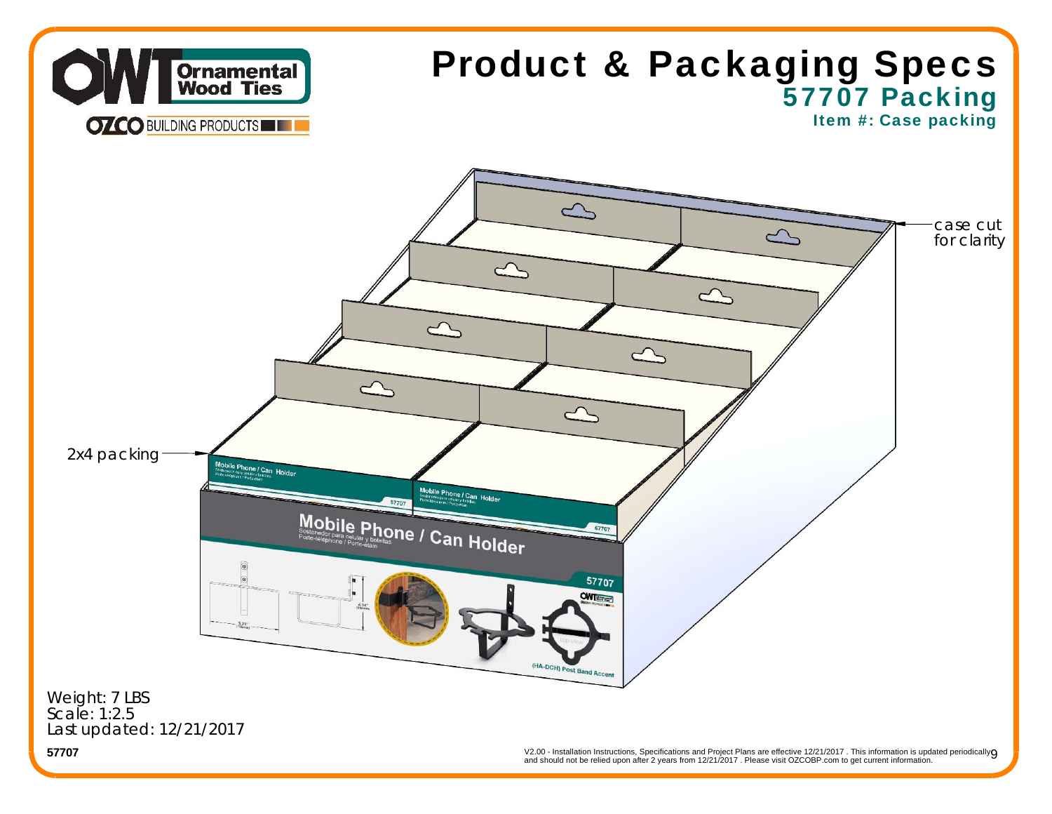# Product & Packaging Specs

## 57707 Packing

### Item #: Case packing

case cut for clarity

2x4 packing

Weight: 7 LBS
Scale: 1:2.5
Last updated: 12/21/2017

57707

V2.00 - Installation Instructions, Specifications and Project Plans are effective 12/21/2017 . This information is updated periodically and should not be relied upon after 2 years from 12/21/2017 . Please visit OZCOBP.com to get current information.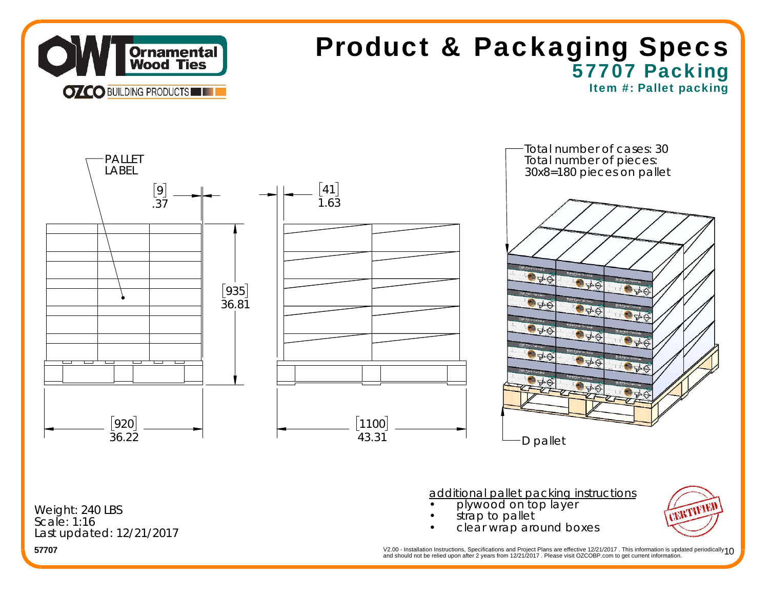# Product & Packaging Specs

## 57707 Packing

### Item #: Pallet packing

PALLET LABEL

[9]
.37

[41]
1.63

[935]
36.81

[920]
36.22

[1100]
43.31

Total number of cases: 30
Total number of pieces:
30x8=180 pieces on pallet

D pallet

Weight: 240 LBS
Scale: 1:16
Last updated: 12/21/2017

additional pallet packing instructions

- plywood on top layer
- strap to pallet
- clear wrap around boxes

57707

V2.00 - Installation Instructions, Specifications and Project Plans are effective 12/21/2017 . This information is updated periodically and should not be relied upon after 2 years from 12/21/2017 . Please visit OZCOBP.com to get current information.